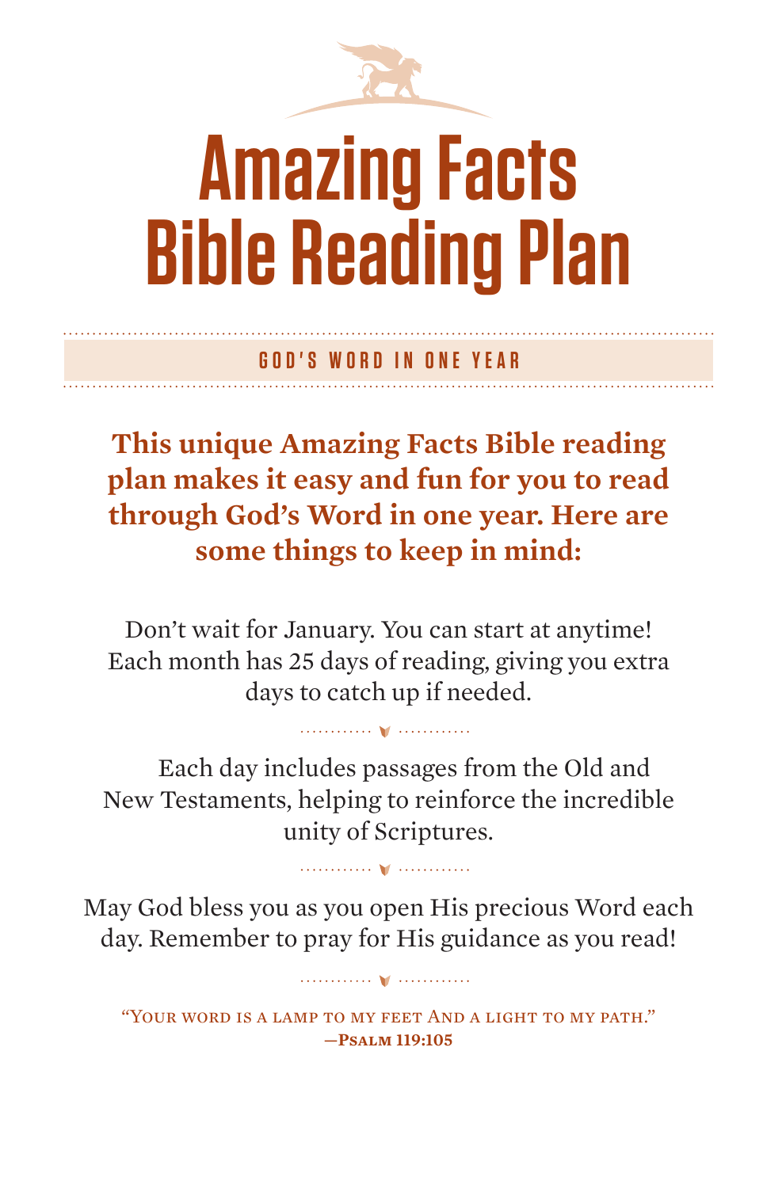# Amazing Facts Bible Reading Plan

GOD'S WORD IN ONE YEAR

**This unique Amazing Facts Bible reading plan makes it easy and fun for you to read through God's Word in one year. Here are some things to keep in mind:**

Don't wait for January. You can start at anytime! Each month has 25 days of reading, giving you extra days to catch up if needed.

Each day includes passages from the Old and New Testaments, helping to reinforce the incredible unity of Scriptures.

May God bless you as you open His precious Word each day. Remember to pray for His guidance as you read!

"Your word is a lamp to my feet And a light to my path."
**—Psalm 119:105**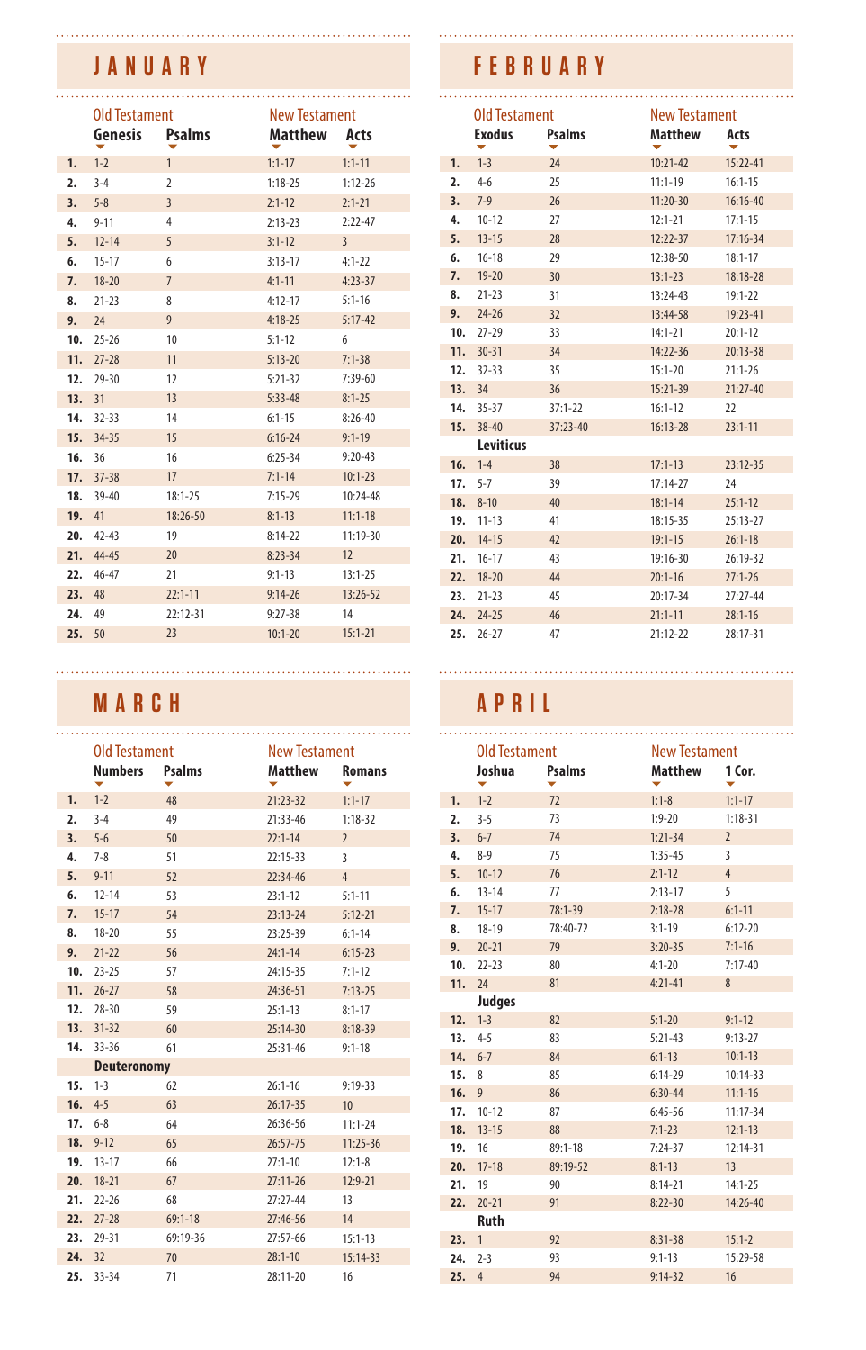## JANUARY

| | Old Testament | | New Testament | |
|---|---|---|---|---|
| | Genesis | Psalms | Matthew | Acts |
| 1. | 1-2 | 1 | 1:1-17 | 1:1-11 |
| 2. | 3-4 | 2 | 1:18-25 | 1:12-26 |
| 3. | 5-8 | 3 | 2:1-12 | 2:1-21 |
| 4. | 9-11 | 4 | 2:13-23 | 2:22-47 |
| 5. | 12-14 | 5 | 3:1-12 | 3 |
| 6. | 15-17 | 6 | 3:13-17 | 4:1-22 |
| 7. | 18-20 | 7 | 4:1-11 | 4:23-37 |
| 8. | 21-23 | 8 | 4:12-17 | 5:1-16 |
| 9. | 24 | 9 | 4:18-25 | 5:17-42 |
| 10. | 25-26 | 10 | 5:1-12 | 6 |
| 11. | 27-28 | 11 | 5:13-20 | 7:1-38 |
| 12. | 29-30 | 12 | 5:21-32 | 7:39-60 |
| 13. | 31 | 13 | 5:33-48 | 8:1-25 |
| 14. | 32-33 | 14 | 6:1-15 | 8:26-40 |
| 15. | 34-35 | 15 | 6:16-24 | 9:1-19 |
| 16. | 36 | 16 | 6:25-34 | 9:20-43 |
| 17. | 37-38 | 17 | 7:1-14 | 10:1-23 |
| 18. | 39-40 | 18:1-25 | 7:15-29 | 10:24-48 |
| 19. | 41 | 18:26-50 | 8:1-13 | 11:1-18 |
| 20. | 42-43 | 19 | 8:14-22 | 11:19-30 |
| 21. | 44-45 | 20 | 8:23-34 | 12 |
| 22. | 46-47 | 21 | 9:1-13 | 13:1-25 |
| 23. | 48 | 22:1-11 | 9:14-26 | 13:26-52 |
| 24. | 49 | 22:12-31 | 9:27-38 | 14 |
| 25. | 50 | 23 | 10:1-20 | 15:1-21 |

## FEBRUARY

| | Old Testament | | New Testament | |
|---|---|---|---|---|
| | Exodus | Psalms | Matthew | Acts |
| 1. | 1-3 | 24 | 10:21-42 | 15:22-41 |
| 2. | 4-6 | 25 | 11:1-19 | 16:1-15 |
| 3. | 7-9 | 26 | 11:20-30 | 16:16-40 |
| 4. | 10-12 | 27 | 12:1-21 | 17:1-15 |
| 5. | 13-15 | 28 | 12:22-37 | 17:16-34 |
| 6. | 16-18 | 29 | 12:38-50 | 18:1-17 |
| 7. | 19-20 | 30 | 13:1-23 | 18:18-28 |
| 8. | 21-23 | 31 | 13:24-43 | 19:1-22 |
| 9. | 24-26 | 32 | 13:44-58 | 19:23-41 |
| 10. | 27-29 | 33 | 14:1-21 | 20:1-12 |
| 11. | 30-31 | 34 | 14:22-36 | 20:13-38 |
| 12. | 32-33 | 35 | 15:1-20 | 21:1-26 |
| 13. | 34 | 36 | 15:21-39 | 21:27-40 |
| 14. | 35-37 | 37:1-22 | 16:1-12 | 22 |
| 15. | 38-40 | 37:23-40 | 16:13-28 | 23:1-11 |
| | **Leviticus** | | | |
| 16. | 1-4 | 38 | 17:1-13 | 23:12-35 |
| 17. | 5-7 | 39 | 17:14-27 | 24 |
| 18. | 8-10 | 40 | 18:1-14 | 25:1-12 |
| 19. | 11-13 | 41 | 18:15-35 | 25:13-27 |
| 20. | 14-15 | 42 | 19:1-15 | 26:1-18 |
| 21. | 16-17 | 43 | 19:16-30 | 26:19-32 |
| 22. | 18-20 | 44 | 20:1-16 | 27:1-26 |
| 23. | 21-23 | 45 | 20:17-34 | 27:27-44 |
| 24. | 24-25 | 46 | 21:1-11 | 28:1-16 |
| 25. | 26-27 | 47 | 21:12-22 | 28:17-31 |

## MARCH

| | Old Testament | | New Testament | |
|---|---|---|---|---|
| | Numbers | Psalms | Matthew | Romans |
| 1. | 1-2 | 48 | 21:23-32 | 1:1-17 |
| 2. | 3-4 | 49 | 21:33-46 | 1:18-32 |
| 3. | 5-6 | 50 | 22:1-14 | 2 |
| 4. | 7-8 | 51 | 22:15-33 | 3 |
| 5. | 9-11 | 52 | 22:34-46 | 4 |
| 6. | 12-14 | 53 | 23:1-12 | 5:1-11 |
| 7. | 15-17 | 54 | 23:13-24 | 5:12-21 |
| 8. | 18-20 | 55 | 23:25-39 | 6:1-14 |
| 9. | 21-22 | 56 | 24:1-14 | 6:15-23 |
| 10. | 23-25 | 57 | 24:15-35 | 7:1-12 |
| 11. | 26-27 | 58 | 24:36-51 | 7:13-25 |
| 12. | 28-30 | 59 | 25:1-13 | 8:1-17 |
| 13. | 31-32 | 60 | 25:14-30 | 8:18-39 |
| 14. | 33-36 | 61 | 25:31-46 | 9:1-18 |
| | **Deuteronomy** | | | |
| 15. | 1-3 | 62 | 26:1-16 | 9:19-33 |
| 16. | 4-5 | 63 | 26:17-35 | 10 |
| 17. | 6-8 | 64 | 26:36-56 | 11:1-24 |
| 18. | 9-12 | 65 | 26:57-75 | 11:25-36 |
| 19. | 13-17 | 66 | 27:1-10 | 12:1-8 |
| 20. | 18-21 | 67 | 27:11-26 | 12:9-21 |
| 21. | 22-26 | 68 | 27:27-44 | 13 |
| 22. | 27-28 | 69:1-18 | 27:46-56 | 14 |
| 23. | 29-31 | 69:19-36 | 27:57-66 | 15:1-13 |
| 24. | 32 | 70 | 28:1-10 | 15:14-33 |
| 25. | 33-34 | 71 | 28:11-20 | 16 |

## APRIL

| | Old Testament | | New Testament | |
|---|---|---|---|---|
| | Joshua | Psalms | Matthew | 1 Cor. |
| 1. | 1-2 | 72 | 1:1-8 | 1:1-17 |
| 2. | 3-5 | 73 | 1:9-20 | 1:18-31 |
| 3. | 6-7 | 74 | 1:21-34 | 2 |
| 4. | 8-9 | 75 | 1:35-45 | 3 |
| 5. | 10-12 | 76 | 2:1-12 | 4 |
| 6. | 13-14 | 77 | 2:13-17 | 5 |
| 7. | 15-17 | 78:1-39 | 2:18-28 | 6:1-11 |
| 8. | 18-19 | 78:40-72 | 3:1-19 | 6:12-20 |
| 9. | 20-21 | 79 | 3:20-35 | 7:1-16 |
| 10. | 22-23 | 80 | 4:1-20 | 7:17-40 |
| 11. | 24 | 81 | 4:21-41 | 8 |
| | **Judges** | | | |
| 12. | 1-3 | 82 | 5:1-20 | 9:1-12 |
| 13. | 4-5 | 83 | 5:21-43 | 9:13-27 |
| 14. | 6-7 | 84 | 6:1-13 | 10:1-13 |
| 15. | 8 | 85 | 6:14-29 | 10:14-33 |
| 16. | 9 | 86 | 6:30-44 | 11:1-16 |
| 17. | 10-12 | 87 | 6:45-56 | 11:17-34 |
| 18. | 13-15 | 88 | 7:1-23 | 12:1-13 |
| 19. | 16 | 89:1-18 | 7:24-37 | 12:14-31 |
| 20. | 17-18 | 89:19-52 | 8:1-13 | 13 |
| 21. | 19 | 90 | 8:14-21 | 14:1-25 |
| 22. | 20-21 | 91 | 8:22-30 | 14:26-40 |
| | **Ruth** | | | |
| 23. | 1 | 92 | 8:31-38 | 15:1-2 |
| 24. | 2-3 | 93 | 9:1-13 | 15:29-58 |
| 25. | 4 | 94 | 9:14-32 | 16 |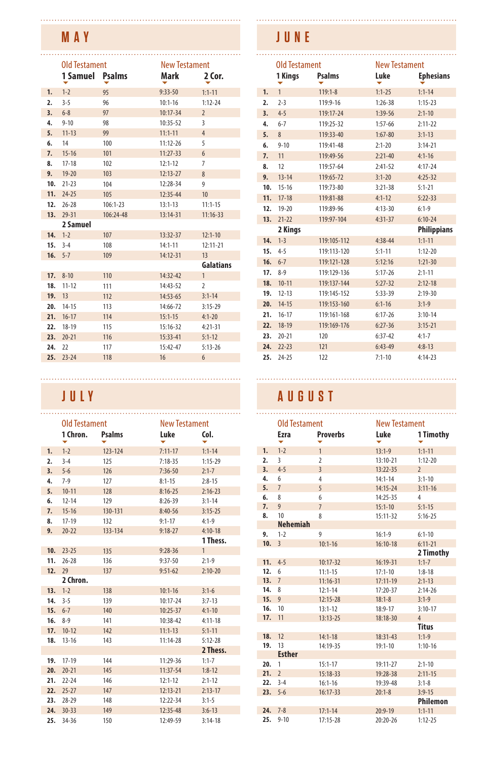## MAY

| | Old Testament | | New Testament | |
|---|---|---|---|---|
| | 1 Samuel | Psalms | Mark | 2 Cor. |
| 1. | 1-2 | 95 | 9:33-50 | 1:1-11 |
| 2. | 3-5 | 96 | 10:1-16 | 1:12-24 |
| 3. | 6-8 | 97 | 10:17-34 | 2 |
| 4. | 9-10 | 98 | 10:35-52 | 3 |
| 5. | 11-13 | 99 | 11:1-11 | 4 |
| 6. | 14 | 100 | 11:12-26 | 5 |
| 7. | 15-16 | 101 | 11:27-33 | 6 |
| 8. | 17-18 | 102 | 12:1-12 | 7 |
| 9. | 19-20 | 103 | 12:13-27 | 8 |
| 10. | 21-23 | 104 | 12:28-34 | 9 |
| 11. | 24-25 | 105 | 12:35-44 | 10 |
| 12. | 26-28 | 106:1-23 | 13:1-13 | 11:1-15 |
| 13. | 29-31 | 106:24-48 | 13:14-31 | 11:16-33 |
| | **2 Samuel** | | | |
| 14. | 1-2 | 107 | 13:32-37 | 12:1-10 |
| 15. | 3-4 | 108 | 14:1-11 | 12:11-21 |
| 16. | 5-7 | 109 | 14:12-31 | 13 |
| | | | | **Galatians** |
| 17. | 8-10 | 110 | 14:32-42 | 1 |
| 18. | 11-12 | 111 | 14:43-52 | 2 |
| 19. | 13 | 112 | 14:53-65 | 3:1-14 |
| 20. | 14-15 | 113 | 14:66-72 | 3:15-29 |
| 21. | 16-17 | 114 | 15:1-15 | 4:1-20 |
| 22. | 18-19 | 115 | 15:16-32 | 4:21-31 |
| 23. | 20-21 | 116 | 15:33-41 | 5:1-12 |
| 24. | 22 | 117 | 15:42-47 | 5:13-26 |
| 25. | 23-24 | 118 | 16 | 6 |

## JUNE

| | Old Testament | | New Testament | |
|---|---|---|---|---|
| | 1 Kings | Psalms | Luke | Ephesians |
| 1. | 1 | 119:1-8 | 1:1-25 | 1:1-14 |
| 2. | 2-3 | 119:9-16 | 1:26-38 | 1:15-23 |
| 3. | 4-5 | 119:17-24 | 1:39-56 | 2:1-10 |
| 4. | 6-7 | 119:25-32 | 1:57-66 | 2:11-22 |
| 5. | 8 | 119:33-40 | 1:67-80 | 3:1-13 |
| 6. | 9-10 | 119:41-48 | 2:1-20 | 3:14-21 |
| 7. | 11 | 119:49-56 | 2:21-40 | 4:1-16 |
| 8. | 12 | 119:57-64 | 2:41-52 | 4:17-24 |
| 9. | 13-14 | 119:65-72 | 3:1-20 | 4:25-32 |
| 10. | 15-16 | 119:73-80 | 3:21-38 | 5:1-21 |
| 11. | 17-18 | 119:81-88 | 4:1-12 | 5:22-33 |
| 12. | 19-20 | 119:89-96 | 4:13-30 | 6:1-9 |
| 13. | 21-22 | 119:97-104 | 4:31-37 | 6:10-24 |
| | **2 Kings** | | | **Philippians** |
| 14. | 1-3 | 119:105-112 | 4:38-44 | 1:1-11 |
| 15. | 4-5 | 119:113-120 | 5:1-11 | 1:12-20 |
| 16. | 6-7 | 119:121-128 | 5:12:16 | 1:21-30 |
| 17. | 8-9 | 119:129-136 | 5:17-26 | 2:1-11 |
| 18. | 10-11 | 119:137-144 | 5:27-32 | 2:12-18 |
| 19. | 12-13 | 119:145-152 | 5:33-39 | 2:19-30 |
| 20. | 14-15 | 119:153-160 | 6:1-16 | 3:1-9 |
| 21. | 16-17 | 119:161-168 | 6:17-26 | 3:10-14 |
| 22. | 18-19 | 119:169-176 | 6:27-36 | 3:15-21 |
| 23. | 20-21 | 120 | 6:37-42 | 4:1-7 |
| 24. | 22-23 | 121 | 6:43-49 | 4:8-13 |
| 25. | 24-25 | 122 | 7:1-10 | 4:14-23 |

## JULY

| | Old Testament | | New Testament | |
|---|---|---|---|---|
| | 1 Chron. | Psalms | Luke | Col. |
| 1. | 1-2 | 123-124 | 7:11-17 | 1:1-14 |
| 2. | 3-4 | 125 | 7:18-35 | 1:15-29 |
| 3. | 5-6 | 126 | 7:36-50 | 2:1-7 |
| 4. | 7-9 | 127 | 8:1-15 | 2:8-15 |
| 5. | 10-11 | 128 | 8:16-25 | 2:16-23 |
| 6. | 12-14 | 129 | 8:26-39 | 3:1-14 |
| 7. | 15-16 | 130-131 | 8:40-56 | 3:15-25 |
| 8. | 17-19 | 132 | 9:1-17 | 4:1-9 |
| 9. | 20-22 | 133-134 | 9:18-27 | 4:10-18 |
| | | | | **1 Thess.** |
| 10. | 23-25 | 135 | 9:28-36 | 1 |
| 11. | 26-28 | 136 | 9:37-50 | 2:1-9 |
| 12. | 29 | 137 | 9:51-62 | 2:10-20 |
| | **2 Chron.** | | | |
| 13. | 1-2 | 138 | 10:1-16 | 3:1-6 |
| 14. | 3-5 | 139 | 10:17-24 | 3:7-13 |
| 15. | 6-7 | 140 | 10:25-37 | 4:1-10 |
| 16. | 8-9 | 141 | 10:38-42 | 4:11-18 |
| 17. | 10-12 | 142 | 11:1-13 | 5:1-11 |
| 18. | 13-16 | 143 | 11:14-28 | 5:12-28 |
| | | | | **2 Thess.** |
| 19. | 17-19 | 144 | 11:29-36 | 1:1-7 |
| 20. | 20-21 | 145 | 11:37-54 | 1:8-12 |
| 21. | 22-24 | 146 | 12:1-12 | 2:1-12 |
| 22. | 25-27 | 147 | 12:13-21 | 2:13-17 |
| 23. | 28-29 | 148 | 12:22-34 | 3:1-5 |
| 24. | 30-33 | 149 | 12:35-48 | 3:6-13 |
| 25. | 34-36 | 150 | 12:49-59 | 3:14-18 |

## AUGUST

| | Old Testament | | New Testament | |
|---|---|---|---|---|
| | Ezra | Proverbs | Luke | 1 Timothy |
| 1. | 1-2 | 1 | 13:1-9 | 1:1-11 |
| 2. | 3 | 2 | 13:10-21 | 1:12-20 |
| 3. | 4-5 | 3 | 13:22-35 | 2 |
| 4. | 6 | 4 | 14:1-14 | 3:1-10 |
| 5. | 7 | 5 | 14:15-24 | 3:11-16 |
| 6. | 8 | 6 | 14:25-35 | 4 |
| 7. | 9 | 7 | 15:1-10 | 5:1-15 |
| 8. | 10 | 8 | 15:11-32 | 5:16-25 |
| | **Nehemiah** | | | |
| 9. | 1-2 | 9 | 16:1-9 | 6:1-10 |
| 10. | 3 | 10:1-16 | 16:10-18 | 6:11-21 |
| | | | | **2 Timothy** |
| 11. | 4-5 | 10:17-32 | 16:19-31 | 1:1-7 |
| 12. | 6 | 11:1-15 | 17:1-10 | 1:8-18 |
| 13. | 7 | 11:16-31 | 17:11-19 | 2:1-13 |
| 14. | 8 | 12:1-14 | 17:20-37 | 2:14-26 |
| 15. | 9 | 12:15-28 | 18:1-8 | 3:1-9 |
| 16. | 10 | 13:1-12 | 18:9-17 | 3:10-17 |
| 17. | 11 | 13:13-25 | 18:18-30 | 4 |
| | | | | **Titus** |
| 18. | 12 | 14:1-18 | 18:31-43 | 1:1-9 |
| 19. | 13 | 14:19-35 | 19:1-10 | 1:10-16 |
| | **Esther** | | | |
| 20. | 1 | 15:1-17 | 19:11-27 | 2:1-10 |
| 21. | 2 | 15:18-33 | 19:28-38 | 2:11-15 |
| 22. | 3-4 | 16:1-16 | 19:39-48 | 3:1-8 |
| 23. | 5-6 | 16:17-33 | 20:1-8 | 3:9-15 |
| | | | | **Philemon** |
| 24. | 7-8 | 17:1-14 | 20:9-19 | 1:1-11 |
| 25. | 9-10 | 17:15-28 | 20:20-26 | 1:12-25 |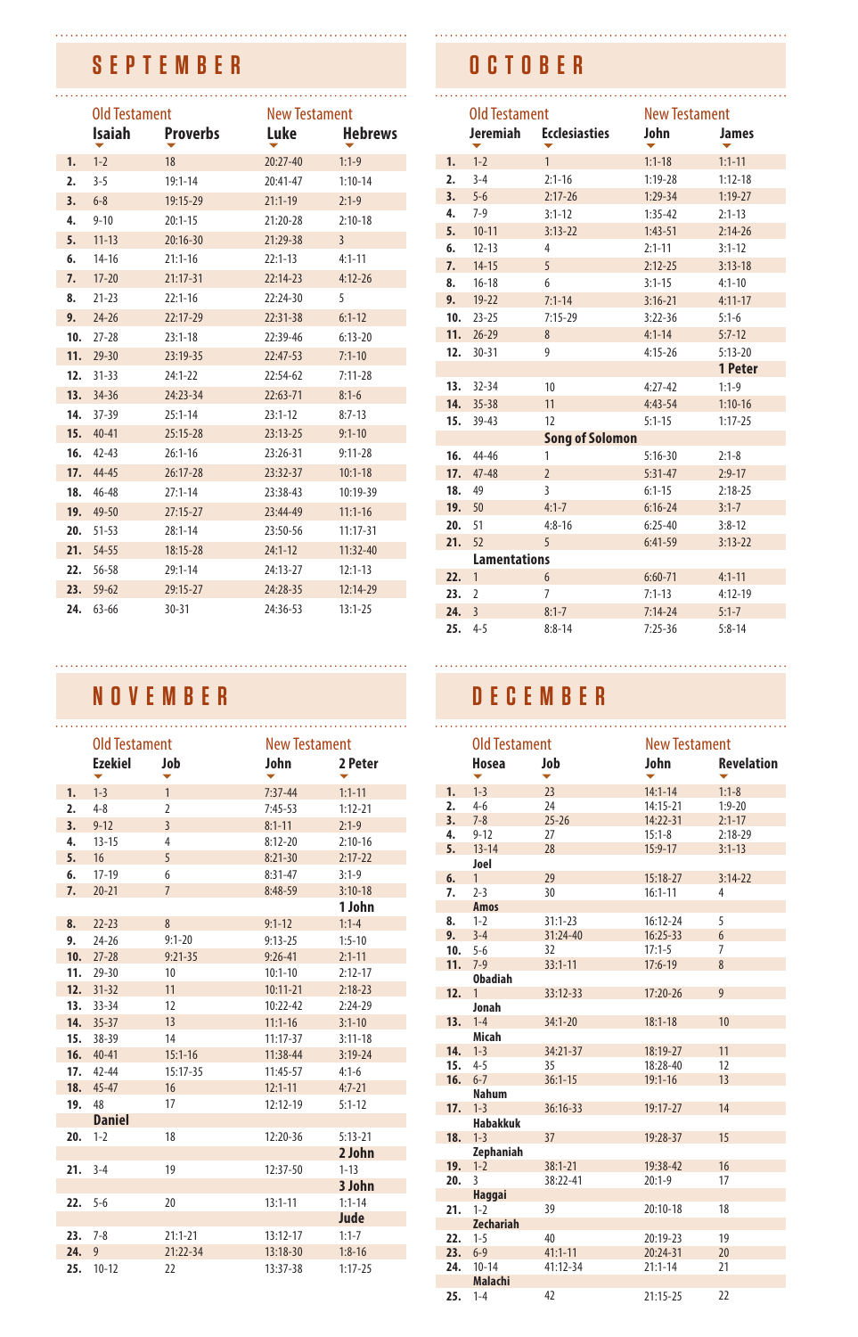## SEPTEMBER

| | Old Testament | | New Testament | |
|---|---|---|---|---|
| | Isaiah | Proverbs | Luke | Hebrews |
| 1. | 1-2 | 18 | 20:27-40 | 1:1-9 |
| 2. | 3-5 | 19:1-14 | 20:41-47 | 1:10-14 |
| 3. | 6-8 | 19:15-29 | 21:1-19 | 2:1-9 |
| 4. | 9-10 | 20:1-15 | 21:20-28 | 2:10-18 |
| 5. | 11-13 | 20:16-30 | 21:29-38 | 3 |
| 6. | 14-16 | 21:1-16 | 22:1-13 | 4:1-11 |
| 7. | 17-20 | 21:17-31 | 22:14-23 | 4:12-26 |
| 8. | 21-23 | 22:1-16 | 22:24-30 | 5 |
| 9. | 24-26 | 22:17-29 | 22:31-38 | 6:1-12 |
| 10. | 27-28 | 23:1-18 | 22:39-46 | 6:13-20 |
| 11. | 29-30 | 23:19-35 | 22:47-53 | 7:1-10 |
| 12. | 31-33 | 24:1-22 | 22:54-62 | 7:11-28 |
| 13. | 34-36 | 24:23-34 | 22:63-71 | 8:1-6 |
| 14. | 37-39 | 25:1-14 | 23:1-12 | 8:7-13 |
| 15. | 40-41 | 25:15-28 | 23:13-25 | 9:1-10 |
| 16. | 42-43 | 26:1-16 | 23:26-31 | 9:11-28 |
| 17. | 44-45 | 26:17-28 | 23:32-37 | 10:1-18 |
| 18. | 46-48 | 27:1-14 | 23:38-43 | 10:19-39 |
| 19. | 49-50 | 27:15-27 | 23:44-49 | 11:1-16 |
| 20. | 51-53 | 28:1-14 | 23:50-56 | 11:17-31 |
| 21. | 54-55 | 18:15-28 | 24:1-12 | 11:32-40 |
| 22. | 56-58 | 29:1-14 | 24:13-27 | 12:1-13 |
| 23. | 59-62 | 29:15-27 | 24:28-35 | 12:14-29 |
| 24. | 63-66 | 30-31 | 24:36-53 | 13:1-25 |

## OCTOBER

| | Old Testament | | New Testament | |
|---|---|---|---|---|
| | Jeremiah | Ecclesiasties | John | James |
| 1. | 1-2 | 1 | 1:1-18 | 1:1-11 |
| 2. | 3-4 | 2:1-16 | 1:19-28 | 1:12-18 |
| 3. | 5-6 | 2:17-26 | 1:29-34 | 1:19-27 |
| 4. | 7-9 | 3:1-12 | 1:35-42 | 2:1-13 |
| 5. | 10-11 | 3:13-22 | 1:43-51 | 2:14-26 |
| 6. | 12-13 | 4 | 2:1-11 | 3:1-12 |
| 7. | 14-15 | 5 | 2:12-25 | 3:13-18 |
| 8. | 16-18 | 6 | 3:1-15 | 4:1-10 |
| 9. | 19-22 | 7:1-14 | 3:16-21 | 4:11-17 |
| 10. | 23-25 | 7:15-29 | 3:22-36 | 5:1-6 |
| 11. | 26-29 | 8 | 4:1-14 | 5:7-12 |
| 12. | 30-31 | 9 | 4:15-26 | 5:13-20 |
| | | | | 1 Peter |
| 13. | 32-34 | 10 | 4:27-42 | 1:1-9 |
| 14. | 35-38 | 11 | 4:43-54 | 1:10-16 |
| 15. | 39-43 | 12 | 5:1-15 | 1:17-25 |
| | | Song of Solomon | | |
| 16. | 44-46 | 1 | 5:16-30 | 2:1-8 |
| 17. | 47-48 | 2 | 5:31-47 | 2:9-17 |
| 18. | 49 | 3 | 6:1-15 | 2:18-25 |
| 19. | 50 | 4:1-7 | 6:16-24 | 3:1-7 |
| 20. | 51 | 4:8-16 | 6:25-40 | 3:8-12 |
| 21. | 52 | 5 | 6:41-59 | 3:13-22 |
| | Lamentations | | | |
| 22. | 1 | 6 | 6:60-71 | 4:1-11 |
| 23. | 2 | 7 | 7:1-13 | 4:12-19 |
| 24. | 3 | 8:1-7 | 7:14-24 | 5:1-7 |
| 25. | 4-5 | 8:8-14 | 7:25-36 | 5:8-14 |

## NOVEMBER

| | Old Testament | | New Testament | |
|---|---|---|---|---|
| | Ezekiel | Job | John | 2 Peter |
| 1. | 1-3 | 1 | 7:37-44 | 1:1-11 |
| 2. | 4-8 | 2 | 7:45-53 | 1:12-21 |
| 3. | 9-12 | 3 | 8:1-11 | 2:1-9 |
| 4. | 13-15 | 4 | 8:12-20 | 2:10-16 |
| 5. | 16 | 5 | 8:21-30 | 2:17-22 |
| 6. | 17-19 | 6 | 8:31-47 | 3:1-9 |
| 7. | 20-21 | 7 | 8:48-59 | 3:10-18 |
| | | | | 1 John |
| 8. | 22-23 | 8 | 9:1-12 | 1:1-4 |
| 9. | 24-26 | 9:1-20 | 9:13-25 | 1:5-10 |
| 10. | 27-28 | 9:21-35 | 9:26-41 | 2:1-11 |
| 11. | 29-30 | 10 | 10:1-10 | 2:12-17 |
| 12. | 31-32 | 11 | 10:11-21 | 2:18-23 |
| 13. | 33-34 | 12 | 10:22-42 | 2:24-29 |
| 14. | 35-37 | 13 | 11:1-16 | 3:1-10 |
| 15. | 38-39 | 14 | 11:17-37 | 3:11-18 |
| 16. | 40-41 | 15:1-16 | 11:38-44 | 3:19-24 |
| 17. | 42-44 | 15:17-35 | 11:45-57 | 4:1-6 |
| 18. | 45-47 | 16 | 12:1-11 | 4:7-21 |
| 19. | 48 | 17 | 12:12-19 | 5:1-12 |
| | Daniel | | | |
| 20. | 1-2 | 18 | 12:20-36 | 5:13-21 |
| | | | | 2 John |
| 21. | 3-4 | 19 | 12:37-50 | 1-13 |
| | | | | 3 John |
| 22. | 5-6 | 20 | 13:1-11 | 1:1-14 |
| | | | | Jude |
| 23. | 7-8 | 21:1-21 | 13:12-17 | 1:1-7 |
| 24. | 9 | 21:22-34 | 13:18-30 | 1:8-16 |
| 25. | 10-12 | 22 | 13:37-38 | 1:17-25 |

## DECEMBER

| | Old Testament | | New Testament | |
|---|---|---|---|---|
| | Hosea | Job | John | Revelation |
| 1. | 1-3 | 23 | 14:1-14 | 1:1-8 |
| 2. | 4-6 | 24 | 14:15-21 | 1:9-20 |
| 3. | 7-8 | 25-26 | 14:22-31 | 2:1-17 |
| 4. | 9-12 | 27 | 15:1-8 | 2:18-29 |
| 5. | 13-14 | 28 | 15:9-17 | 3:1-13 |
| | Joel | | | |
| 6. | 1 | 29 | 15:18-27 | 3:14-22 |
| 7. | 2-3 | 30 | 16:1-11 | 4 |
| | Amos | | | |
| 8. | 1-2 | 31:1-23 | 16:12-24 | 5 |
| 9. | 3-4 | 31:24-40 | 16:25-33 | 6 |
| 10. | 5-6 | 32 | 17:1-5 | 7 |
| 11. | 7-9 | 33:1-11 | 17:6-19 | 8 |
| | Obadiah | | | |
| 12. | 1 | 33:12-33 | 17:20-26 | 9 |
| | Jonah | | | |
| 13. | 1-4 | 34:1-20 | 18:1-18 | 10 |
| | Micah | | | |
| 14. | 1-3 | 34:21-37 | 18:19-27 | 11 |
| 15. | 4-5 | 35 | 18:28-40 | 12 |
| 16. | 6-7 | 36:1-15 | 19:1-16 | 13 |
| | Nahum | | | |
| 17. | 1-3 | 36:16-33 | 19:17-27 | 14 |
| | Habakkuk | | | |
| 18. | 1-3 | 37 | 19:28-37 | 15 |
| | Zephaniah | | | |
| 19. | 1-2 | 38:1-21 | 19:38-42 | 16 |
| 20. | 3 | 38:22-41 | 20:1-9 | 17 |
| | Haggai | | | |
| 21. | 1-2 | 39 | 20:10-18 | 18 |
| | Zechariah | | | |
| 22. | 1-5 | 40 | 20:19-23 | 19 |
| 23. | 6-9 | 41:1-11 | 20:24-31 | 20 |
| 24. | 10-14 | 41:12-34 | 21:1-14 | 21 |
| | Malachi | | | |
| 25. | 1-4 | 42 | 21:15-25 | 22 |